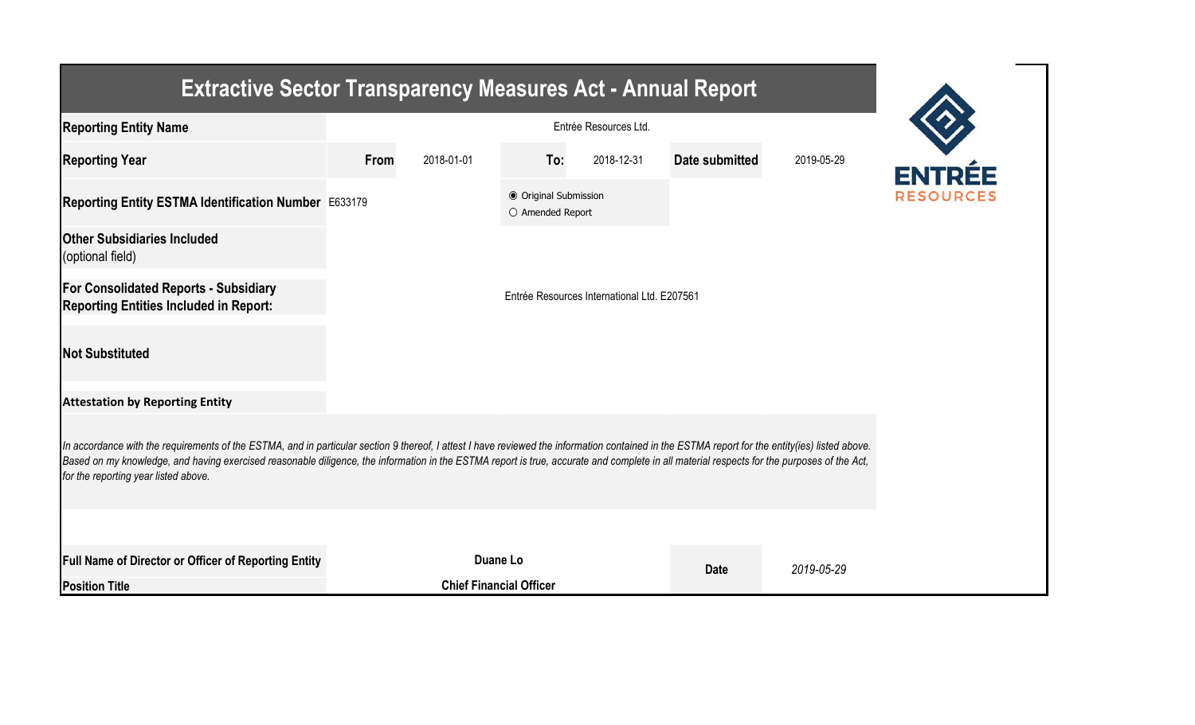# Extractive Sector Transparency Measures Act - Annual Report

| | | | | | | |
|---|---|---|---|---|---|---|
| **Reporting Entity Name** | Entrée Resources Ltd. | | | | | |
| **Reporting Year** | **From** | 2018-01-01 | **To:** | 2018-12-31 | **Date submitted** | 2019-05-29 |
| **Reporting Entity ESTMA Identification Number** | E633179 | | ◉ Original Submission ○ Amended Report | | | |
| **Other Subsidiaries Included** (optional field) | | | | | | |
| **For Consolidated Reports - Subsidiary Reporting Entities Included in Report:** | Entrée Resources International Ltd. E207561 | | | | | |
| **Not Substituted** | | | | | | |

**Attestation by Reporting Entity**

*In accordance with the requirements of the ESTMA, and in particular section 9 thereof, I attest I have reviewed the information contained in the ESTMA report for the entity(ies) listed above. Based on my knowledge, and having exercised reasonable diligence, the information in the ESTMA report is true, accurate and complete in all material respects for the purposes of the Act, for the reporting year listed above.*

| | | | |
|---|---|---|---|
| **Full Name of Director or Officer of Reporting Entity** | **Duane Lo** | **Date** | *2019-05-29* |
| **Position Title** | **Chief Financial Officer** | | |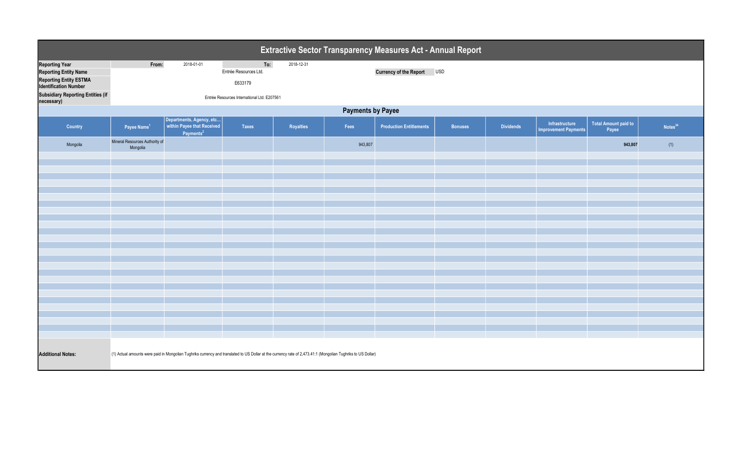# Extractive Sector Transparency Measures Act - Annual Report

| | | | |
|---|---|---|---|
| **Reporting Year** | **From:** 2018-01-01 | **To:** 2018-12-31 | |
| **Reporting Entity Name** | Entrée Resources Ltd. | **Currency of the Report** | USD |
| **Reporting Entity ESTMA Identification Number** | E633179 | | |
| **Subsidiary Reporting Entities (if necessary)** | Entrée Resources International Ltd. E207561 | | |

## Payments by Payee

| Country | Payee Name[1] | Departments, Agency, etc… within Payee that Received Payments[2] | Taxes | Royalties | Fees | Production Entitlements | Bonuses | Dividends | Infrastructure Improvement Payments | Total Amount paid to Payee | Notes[34] |
|---|---|---|---|---|---|---|---|---|---|---|---|
| Mongolia | Mineral Resources Authority of Mongolia | | | | 943,807 | | | | | **943,807** | (1) |

**Additional Notes:** (1) Actual amounts were paid in Mongolian Tughriks currency and translated to US Dollar at the currency rate of 2,473.41:1 (Mongolian Tughriks to US Dollar)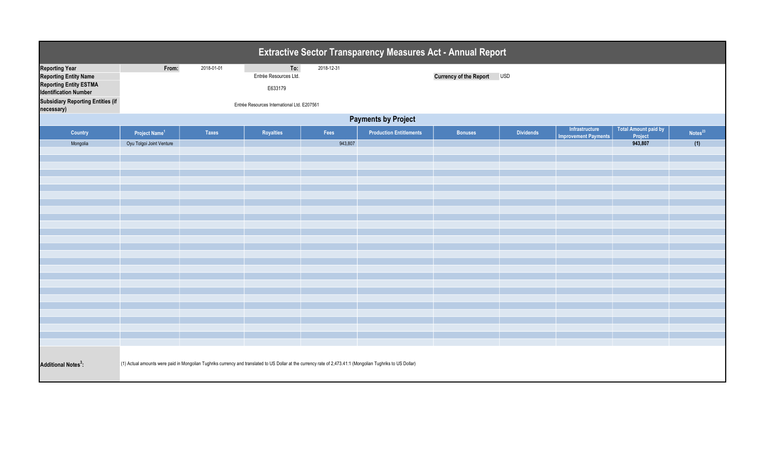# Extractive Sector Transparency Measures Act - Annual Report

| | | | |
|---|---|---|---|
| **Reporting Year** | **From:** 2018-01-01 | **To:** 2018-12-31 | |
| **Reporting Entity Name** | Entrée Resources Ltd. | **Currency of the Report** | USD |
| **Reporting Entity ESTMA Identification Number** | E633179 | | |
| **Subsidiary Reporting Entities (if necessary)** | Entrée Resources International Ltd. E207561 | | |

## Payments by Project

| Country | Project Name[1] | Taxes | Royalties | Fees | Production Entitlements | Bonuses | Dividends | Infrastructure Improvement Payments | Total Amount paid by Project | Notes[23] |
|---|---|---|---|---|---|---|---|---|---|---|
| Mongolia | Oyu Tolgoi Joint Venture | | | 943,807 | | | | | **943,807** | **(1)** |

**Additional Notes[3]:** (1) Actual amounts were paid in Mongolian Tughriks currency and translated to US Dollar at the currency rate of 2,473.41:1 (Mongolian Tughriks to US Dollar)